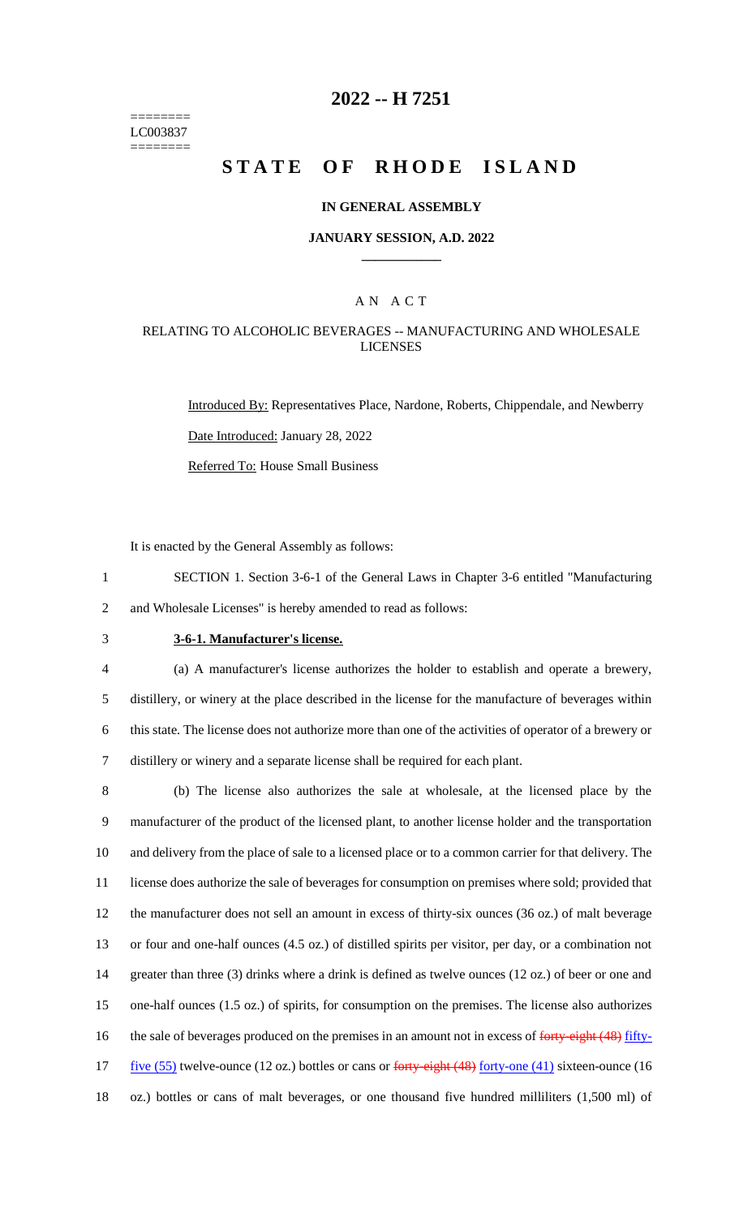# 2022 -- H 7251

========
LC003837
========

# STATE OF RHODE ISLAND

### IN GENERAL ASSEMBLY

### JANUARY SESSION, A.D. 2022

---

## A N A C T

### RELATING TO ALCOHOLIC BEVERAGES -- MANUFACTURING AND WHOLESALE LICENSES

Introduced By: Representatives Place, Nardone, Roberts, Chippendale, and Newberry

Date Introduced: January 28, 2022

Referred To: House Small Business

It is enacted by the General Assembly as follows:

1 SECTION 1. Section 3-6-1 of the General Laws in Chapter 3-6 entitled "Manufacturing
2 and Wholesale Licenses" is hereby amended to read as follows:

3 **3-6-1. Manufacturer's license.**

4 (a) A manufacturer's license authorizes the holder to establish and operate a brewery,
5 distillery, or winery at the place described in the license for the manufacture of beverages within
6 this state. The license does not authorize more than one of the activities of operator of a brewery or
7 distillery or winery and a separate license shall be required for each plant.

8 (b) The license also authorizes the sale at wholesale, at the licensed place by the
9 manufacturer of the product of the licensed plant, to another license holder and the transportation
10 and delivery from the place of sale to a licensed place or to a common carrier for that delivery. The
11 license does authorize the sale of beverages for consumption on premises where sold; provided that
12 the manufacturer does not sell an amount in excess of thirty-six ounces (36 oz.) of malt beverage
13 or four and one-half ounces (4.5 oz.) of distilled spirits per visitor, per day, or a combination not
14 greater than three (3) drinks where a drink is defined as twelve ounces (12 oz.) of beer or one and
15 one-half ounces (1.5 oz.) of spirits, for consumption on the premises. The license also authorizes
16 the sale of beverages produced on the premises in an amount not in excess of ~~forty-eight (48)~~ fifty-
17 five (55) twelve-ounce (12 oz.) bottles or cans or ~~forty-eight (48)~~ forty-one (41) sixteen-ounce (16
18 oz.) bottles or cans of malt beverages, or one thousand five hundred milliliters (1,500 ml) of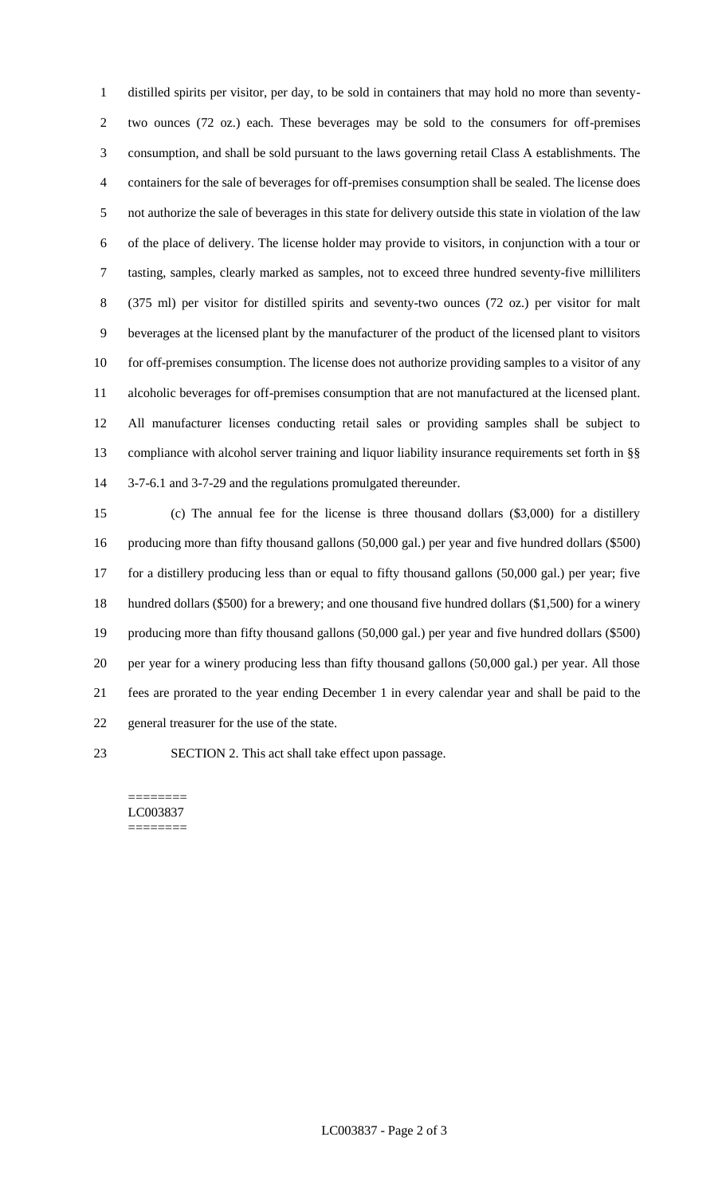distilled spirits per visitor, per day, to be sold in containers that may hold no more than seventy-two ounces (72 oz.) each. These beverages may be sold to the consumers for off-premises consumption, and shall be sold pursuant to the laws governing retail Class A establishments. The containers for the sale of beverages for off-premises consumption shall be sealed. The license does not authorize the sale of beverages in this state for delivery outside this state in violation of the law of the place of delivery. The license holder may provide to visitors, in conjunction with a tour or tasting, samples, clearly marked as samples, not to exceed three hundred seventy-five milliliters (375 ml) per visitor for distilled spirits and seventy-two ounces (72 oz.) per visitor for malt beverages at the licensed plant by the manufacturer of the product of the licensed plant to visitors for off-premises consumption. The license does not authorize providing samples to a visitor of any alcoholic beverages for off-premises consumption that are not manufactured at the licensed plant. All manufacturer licenses conducting retail sales or providing samples shall be subject to compliance with alcohol server training and liquor liability insurance requirements set forth in §§ 3-7-6.1 and 3-7-29 and the regulations promulgated thereunder.

(c) The annual fee for the license is three thousand dollars ($3,000) for a distillery producing more than fifty thousand gallons (50,000 gal.) per year and five hundred dollars ($500) for a distillery producing less than or equal to fifty thousand gallons (50,000 gal.) per year; five hundred dollars ($500) for a brewery; and one thousand five hundred dollars ($1,500) for a winery producing more than fifty thousand gallons (50,000 gal.) per year and five hundred dollars ($500) per year for a winery producing less than fifty thousand gallons (50,000 gal.) per year. All those fees are prorated to the year ending December 1 in every calendar year and shall be paid to the general treasurer for the use of the state.

SECTION 2. This act shall take effect upon passage.

========
LC003837
========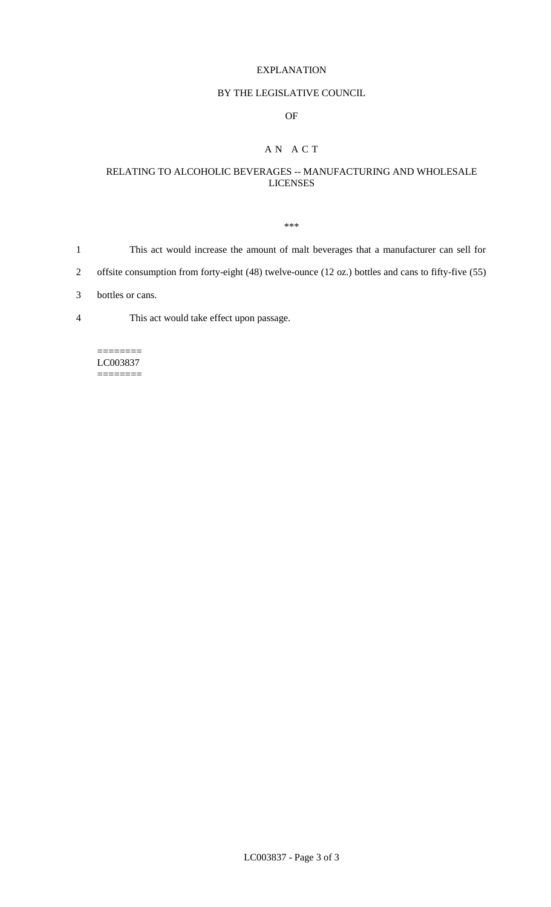EXPLANATION

BY THE LEGISLATIVE COUNCIL

OF

# A N A C T

RELATING TO ALCOHOLIC BEVERAGES -- MANUFACTURING AND WHOLESALE LICENSES

\*\*\*

1 This act would increase the amount of malt beverages that a manufacturer can sell for
2 offsite consumption from forty-eight (48) twelve-ounce (12 oz.) bottles and cans to fifty-five (55)
3 bottles or cans.
4 This act would take effect upon passage.

========
LC003837
========